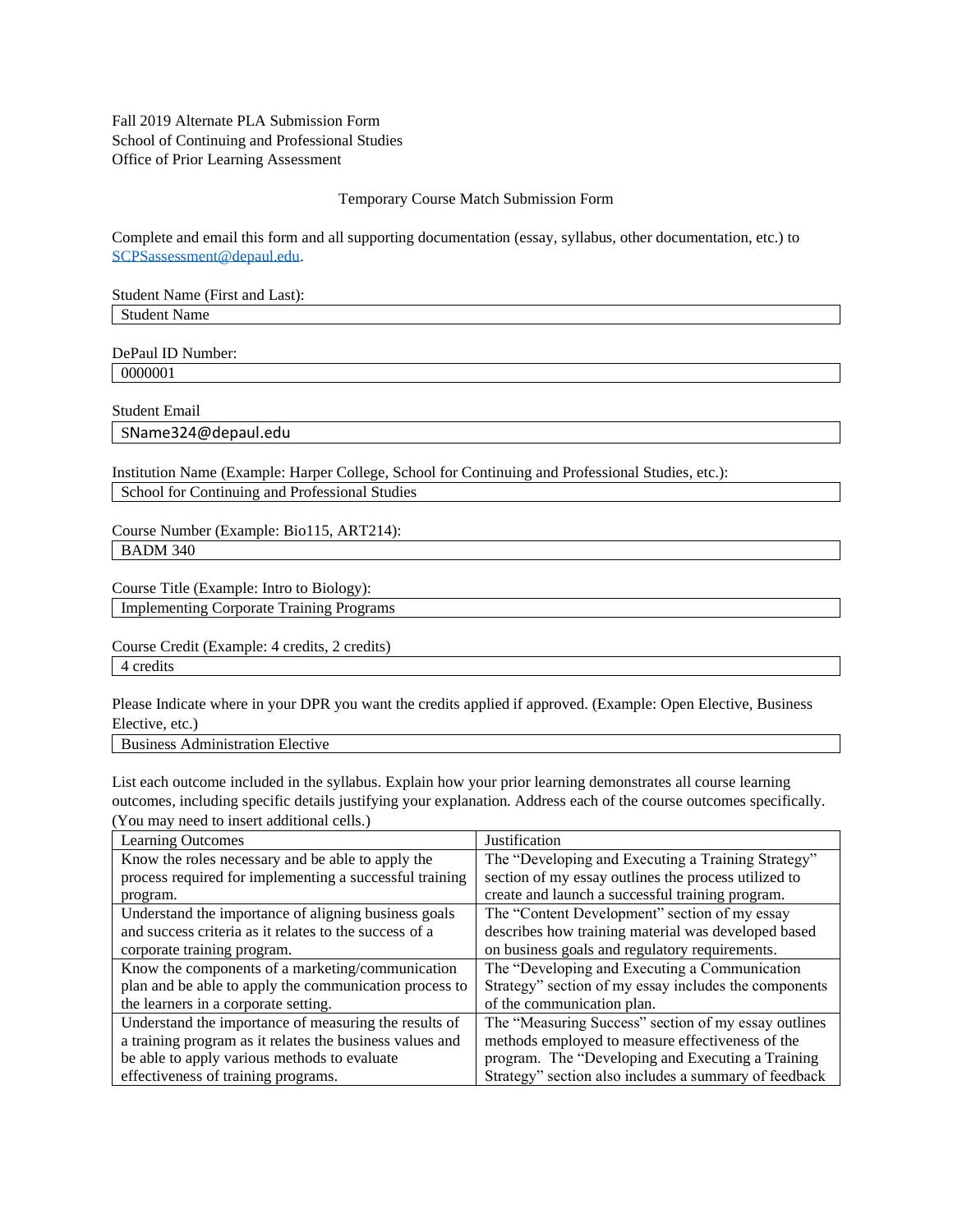Fall 2019 Alternate PLA Submission Form
School of Continuing and Professional Studies
Office of Prior Learning Assessment

Temporary Course Match Submission Form

Complete and email this form and all supporting documentation (essay, syllabus, other documentation, etc.) to SCPSassessment@depaul.edu.

Student Name (First and Last):

| Student Name |
|---|

DePaul ID Number:

| 0000001 |
|---|

Student Email

| SName324@depaul.edu |
|---|

Institution Name (Example: Harper College, School for Continuing and Professional Studies, etc.):

| School for Continuing and Professional Studies |
|---|

Course Number (Example: Bio115, ART214):

| BADM 340 |
|---|

Course Title (Example: Intro to Biology):

| Implementing Corporate Training Programs |
|---|

Course Credit (Example: 4 credits, 2 credits)

| 4 credits |
|---|

Please Indicate where in your DPR you want the credits applied if approved. (Example: Open Elective, Business Elective, etc.)

| Business Administration Elective |
|---|

List each outcome included in the syllabus. Explain how your prior learning demonstrates all course learning outcomes, including specific details justifying your explanation. Address each of the course outcomes specifically. (You may need to insert additional cells.)

| Learning Outcomes | Justification |
|---|---|
| Know the roles necessary and be able to apply the process required for implementing a successful training program. | The "Developing and Executing a Training Strategy" section of my essay outlines the process utilized to create and launch a successful training program. |
| Understand the importance of aligning business goals and success criteria as it relates to the success of a corporate training program. | The "Content Development" section of my essay describes how training material was developed based on business goals and regulatory requirements. |
| Know the components of a marketing/communication plan and be able to apply the communication process to the learners in a corporate setting. | The "Developing and Executing a Communication Strategy" section of my essay includes the components of the communication plan. |
| Understand the importance of measuring the results of a training program as it relates the business values and be able to apply various methods to evaluate effectiveness of training programs. | The "Measuring Success" section of my essay outlines methods employed to measure effectiveness of the program. The "Developing and Executing a Training Strategy" section also includes a summary of feedback |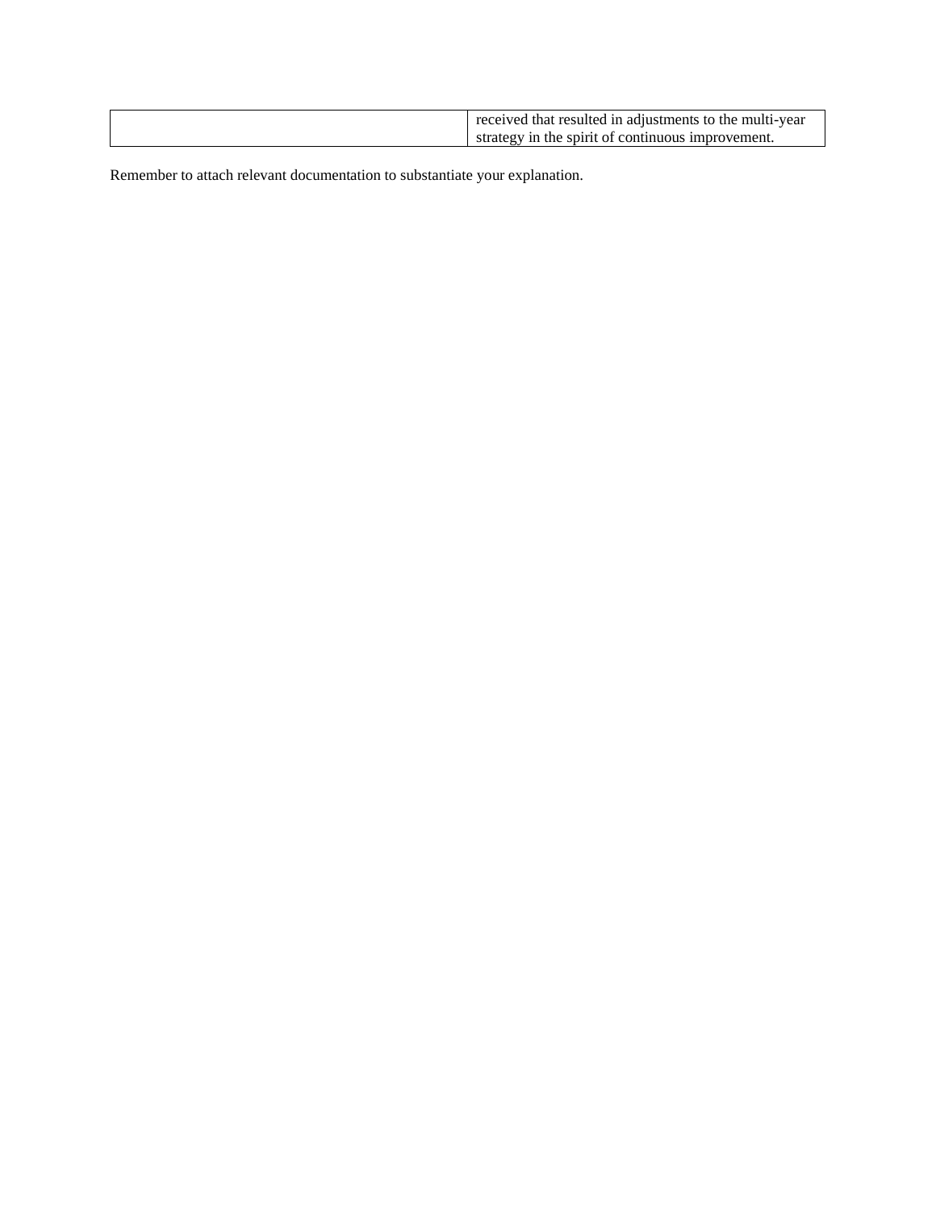| | |
|---|---|
| | received that resulted in adjustments to the multi-year strategy in the spirit of continuous improvement. |

Remember to attach relevant documentation to substantiate your explanation.